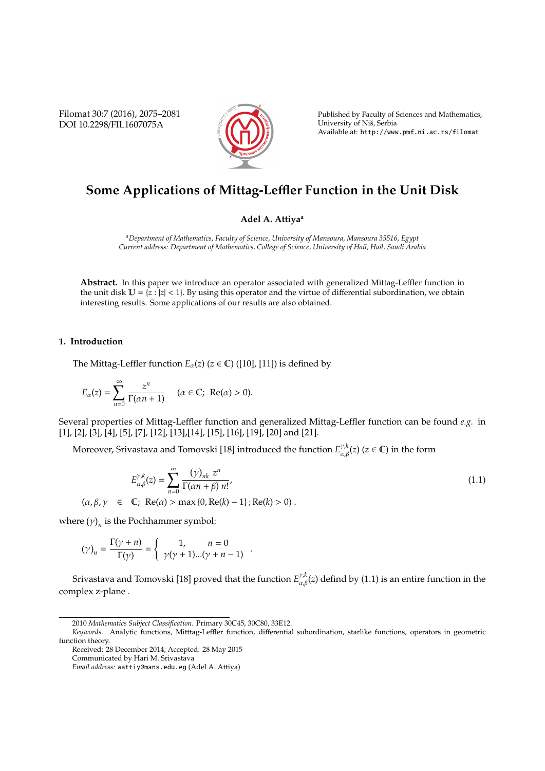# Some Applications of Mittag-Leffler Function in the Unit Disk

**Adel A. Attiya**[a]

[a]*Department of Mathematics, Faculty of Science, University of Mansoura, Mansoura 35516, Egypt*
*Current address: Department of Mathematics, College of Science, University of Hail, Hail, Saudi Arabia*

**Abstract.** In this paper we introduce an operator associated with generalized Mittag-Leffler function in the unit disk $\mathbb{U} = \{z : |z| < 1\}$. By using this operator and the virtue of differential subordination, we obtain interesting results. Some applications of our results are also obtained.

## 1. Introduction

The Mittag-Leffler function $E_\alpha(z)$ $(z \in \mathbb{C})$ ([10], [11]) is defined by

$$E_\alpha(z) = \sum_{n=0}^{\infty} \frac{z^n}{\Gamma(\alpha n + 1)} \quad (\alpha \in \mathbb{C};\ \operatorname{Re}(\alpha) > 0).$$

Several properties of Mittag-Leffler function and generalized Mittag-Leffler function can be found *e.g.* in [1], [2], [3], [4], [5], [7], [12], [13],[14], [15], [16], [19], [20] and [21].

Moreover, Srivastava and Tomovski [18] introduced the function $E_{\alpha,\beta}^{\gamma,k}(z)$ $(z \in \mathbb{C})$ in the form

$$E_{\alpha,\beta}^{\gamma,k}(z) = \sum_{n=0}^{\infty} \frac{(\gamma)_{nk}\ z^n}{\Gamma(\alpha n + \beta)\ n!}, \tag{1.1}$$

$(\alpha, \beta, \gamma \in \mathbb{C};\ \operatorname{Re}(\alpha) > \max\{0, \operatorname{Re}(k) - 1\}; \operatorname{Re}(k) > 0)$.

where $(\gamma)_n$ is the Pochhammer symbol:

$$(\gamma)_n = \frac{\Gamma(\gamma + n)}{\Gamma(\gamma)} = \begin{cases} 1, & n = 0 \\ \gamma(\gamma+1)...(\gamma+n-1) \end{cases}.$$

Srivastava and Tomovski [18] proved that the function $E_{\alpha,\beta}^{\gamma,k}(z)$ defind by (1.1) is an entire function in the complex z-plane .

---

2010 *Mathematics Subject Classification.* Primary 30C45, 30C80, 33E12.

*Keywords.* Analytic functions, Mitttag-Leffler function, differential subordination, starlike functions, operators in geometric function theory.

Received: 28 December 2014; Accepted: 28 May 2015

Communicated by Hari M. Srivastava

*Email address:* aattiy@mans.edu.eg (Adel A. Attiya)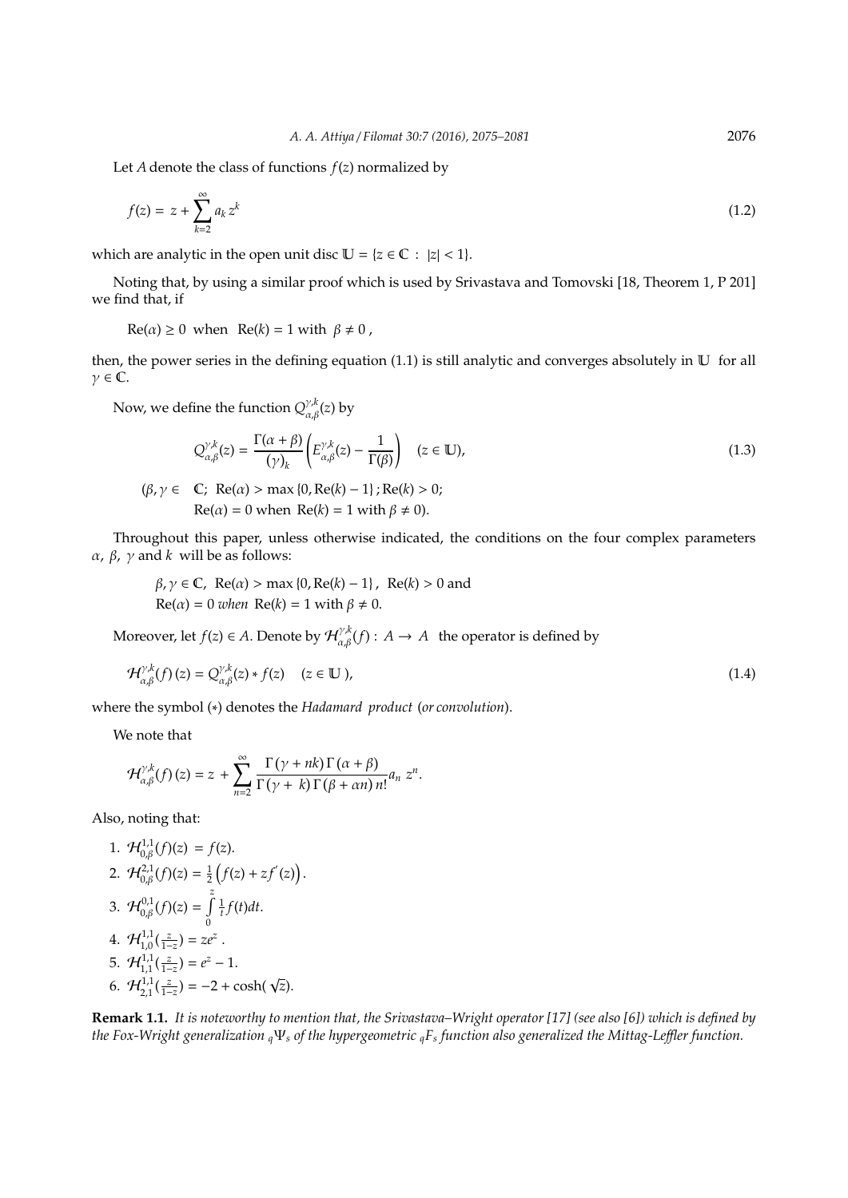Let $A$ denote the class of functions $f(z)$ normalized by

$$f(z) = z + \sum_{k=2}^{\infty} a_k z^k \tag{1.2}$$

which are analytic in the open unit disc $\mathbb{U} = \{z \in \mathbb{C} : |z| < 1\}$.

Noting that, by using a similar proof which is used by Srivastava and Tomovski [18, Theorem 1, P 201] we find that, if

$$\mathrm{Re}(\alpha) \geq 0 \text{ when } \mathrm{Re}(k) = 1 \text{ with } \beta \neq 0,$$

then, the power series in the defining equation (1.1) is still analytic and converges absolutely in $\mathbb{U}$ for all $\gamma \in \mathbb{C}$.

Now, we define the function $Q^{\gamma,k}_{\alpha,\beta}(z)$ by

$$Q^{\gamma,k}_{\alpha,\beta}(z) = \frac{\Gamma(\alpha+\beta)}{(\gamma)_k}\left(E^{\gamma,k}_{\alpha,\beta}(z) - \frac{1}{\Gamma(\beta)}\right) \quad (z \in \mathbb{U}), \tag{1.3}$$

$$(\beta, \gamma \in \mathbb{C};\ \mathrm{Re}(\alpha) > \max\{0, \mathrm{Re}(k) - 1\};\ \mathrm{Re}(k) > 0;$$
$$\mathrm{Re}(\alpha) = 0 \text{ when } \mathrm{Re}(k) = 1 \text{ with } \beta \neq 0).$$

Throughout this paper, unless otherwise indicated, the conditions on the four complex parameters $\alpha$, $\beta$, $\gamma$ and $k$ will be as follows:

$\beta, \gamma \in \mathbb{C}$, $\mathrm{Re}(\alpha) > \max\{0, \mathrm{Re}(k) - 1\}$, $\mathrm{Re}(k) > 0$ and
$\mathrm{Re}(\alpha) = 0$ *when* $\mathrm{Re}(k) = 1$ with $\beta \neq 0$.

Moreover, let $f(z) \in A$. Denote by $\mathcal{H}^{\gamma,k}_{\alpha,\beta}(f) : A \to A$ the operator is defined by

$$\mathcal{H}^{\gamma,k}_{\alpha,\beta}(f)(z) = Q^{\gamma,k}_{\alpha,\beta}(z) * f(z) \quad (z \in \mathbb{U}), \tag{1.4}$$

where the symbol $(*)$ denotes the *Hadamard product* (*or convolution*).

We note that

$$\mathcal{H}^{\gamma,k}_{\alpha,\beta}(f)(z) = z + \sum_{n=2}^{\infty} \frac{\Gamma(\gamma + nk)\,\Gamma(\alpha+\beta)}{\Gamma(\gamma + k)\,\Gamma(\beta + \alpha n)\, n!} a_n\, z^n.$$

Also, noting that:

1. $\mathcal{H}^{1,1}_{0,\beta}(f)(z) = f(z)$.
2. $\mathcal{H}^{2,1}_{0,\beta}(f)(z) = \frac{1}{2}\left(f(z) + zf'(z)\right)$.
3. $\mathcal{H}^{0,1}_{0,\beta}(f)(z) = \int_0^z \frac{1}{t} f(t)dt$.
4. $\mathcal{H}^{1,1}_{1,0}(\frac{z}{1-z}) = ze^z$.
5. $\mathcal{H}^{1,1}_{1,1}(\frac{z}{1-z}) = e^z - 1$.
6. $\mathcal{H}^{1,1}_{2,1}(\frac{z}{1-z}) = -2 + \cosh(\sqrt{z})$.

**Remark 1.1.** *It is noteworthy to mention that, the Srivastava–Wright operator [17] (see also [6]) which is defined by the Fox-Wright generalization ${}_q\Psi_s$ of the hypergeometric ${}_qF_s$ function also generalized the Mittag-Leffler function.*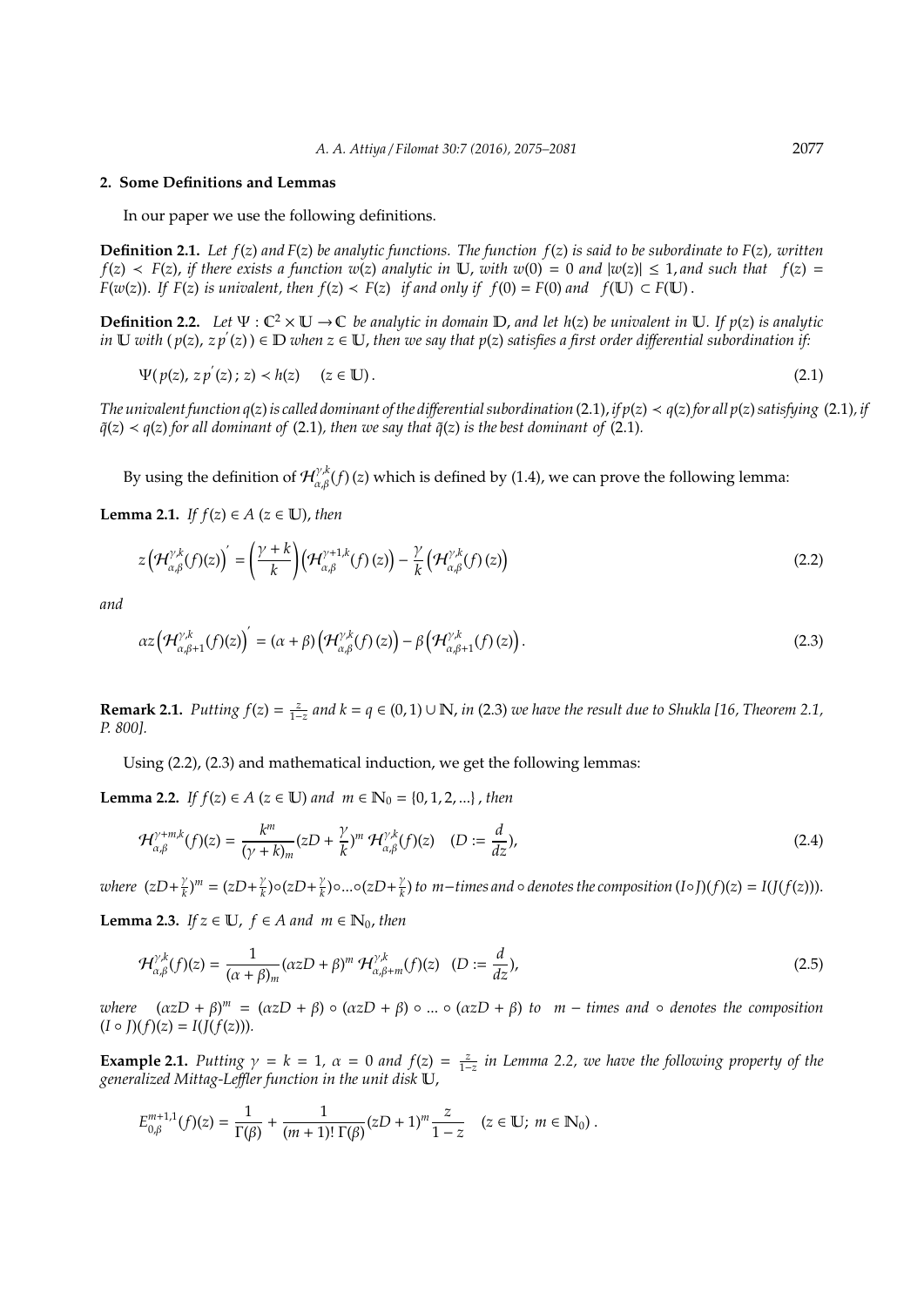## 2. Some Definitions and Lemmas

In our paper we use the following definitions.

**Definition 2.1.** *Let $f(z)$ and $F(z)$ be analytic functions. The function $f(z)$ is said to be subordinate to $F(z)$, written $f(z) \prec F(z)$, if there exists a function $w(z)$ analytic in $\mathbb{U}$, with $w(0) = 0$ and $|w(z)| \leq 1$, and such that $f(z) = F(w(z))$. If $F(z)$ is univalent, then $f(z) \prec F(z)$ if and only if $f(0) = F(0)$ and $f(\mathbb{U}) \subset F(\mathbb{U})$.*

**Definition 2.2.** *Let $\Psi : \mathbb{C}^2 \times \mathbb{U} \to \mathbb{C}$ be analytic in domain $\mathbb{D}$, and let $h(z)$ be univalent in $\mathbb{U}$. If $p(z)$ is analytic in $\mathbb{U}$ with $(p(z), z p'(z)) \in \mathbb{D}$ when $z \in \mathbb{U}$, then we say that $p(z)$ satisfies a first order differential subordination if:*

$$\Psi(p(z), z p'(z); z) \prec h(z) \quad (z \in \mathbb{U}). \tag{2.1}$$

*The univalent function $q(z)$ is called dominant of the differential subordination (2.1), if $p(z) \prec q(z)$ for all $p(z)$ satisfying (2.1), if $\tilde{q}(z) \prec q(z)$ for all dominant of (2.1), then we say that $\tilde{q}(z)$ is the best dominant of (2.1).*

By using the definition of $\mathcal{H}_{\alpha,\beta}^{\gamma,k}(f)(z)$ which is defined by (1.4), we can prove the following lemma:

**Lemma 2.1.** *If $f(z) \in A$ $(z \in \mathbb{U})$, then*

$$z\left(\mathcal{H}_{\alpha,\beta}^{\gamma,k}(f)(z)\right)' = \left(\frac{\gamma + k}{k}\right)\left(\mathcal{H}_{\alpha,\beta}^{\gamma+1,k}(f)(z)\right) - \frac{\gamma}{k}\left(\mathcal{H}_{\alpha,\beta}^{\gamma,k}(f)(z)\right) \tag{2.2}$$

*and*

$$\alpha z\left(\mathcal{H}_{\alpha,\beta+1}^{\gamma,k}(f)(z)\right)' = (\alpha + \beta)\left(\mathcal{H}_{\alpha,\beta}^{\gamma,k}(f)(z)\right) - \beta\left(\mathcal{H}_{\alpha,\beta+1}^{\gamma,k}(f)(z)\right). \tag{2.3}$$

**Remark 2.1.** *Putting $f(z) = \frac{z}{1-z}$ and $k = q \in (0,1) \cup \mathbb{N}$, in (2.3) we have the result due to Shukla [16, Theorem 2.1, P. 800].*

Using (2.2), (2.3) and mathematical induction, we get the following lemmas:

**Lemma 2.2.** *If $f(z) \in A$ $(z \in \mathbb{U})$ and $m \in \mathbb{N}_0 = \{0, 1, 2, ...\}$, then*

$$\mathcal{H}_{\alpha,\beta}^{\gamma+m,k}(f)(z) = \frac{k^m}{(\gamma + k)_m}(zD + \frac{\gamma}{k})^m \, \mathcal{H}_{\alpha,\beta}^{\gamma,k}(f)(z) \quad (D := \frac{d}{dz}), \tag{2.4}$$

*where $(zD+\frac{\gamma}{k})^m = (zD+\frac{\gamma}{k})\circ(zD+\frac{\gamma}{k})\circ...\circ(zD+\frac{\gamma}{k})$ to $m-$times and $\circ$ denotes the composition $(I\circ J)(f)(z) = I(J(f(z)))$.*

**Lemma 2.3.** *If $z \in \mathbb{U}$, $f \in A$ and $m \in \mathbb{N}_0$, then*

$$\mathcal{H}_{\alpha,\beta}^{\gamma,k}(f)(z) = \frac{1}{(\alpha + \beta)_m}(\alpha zD + \beta)^m \, \mathcal{H}_{\alpha,\beta+m}^{\gamma,k}(f)(z) \quad (D := \frac{d}{dz}), \tag{2.5}$$

*where $(\alpha zD + \beta)^m = (\alpha zD + \beta) \circ (\alpha zD + \beta) \circ ... \circ (\alpha zD + \beta)$ to $m-$ times and $\circ$ denotes the composition $(I \circ J)(f)(z) = I(J(f(z)))$.*

**Example 2.1.** *Putting $\gamma = k = 1$, $\alpha = 0$ and $f(z) = \frac{z}{1-z}$ in Lemma 2.2, we have the following property of the generalized Mittag-Leffler function in the unit disk $\mathbb{U}$,*

$$E_{0,\beta}^{m+1,1}(f)(z) = \frac{1}{\Gamma(\beta)} + \frac{1}{(m+1)!\,\Gamma(\beta)}(zD + 1)^m \frac{z}{1-z} \quad (z \in \mathbb{U};\ m \in \mathbb{N}_0).$$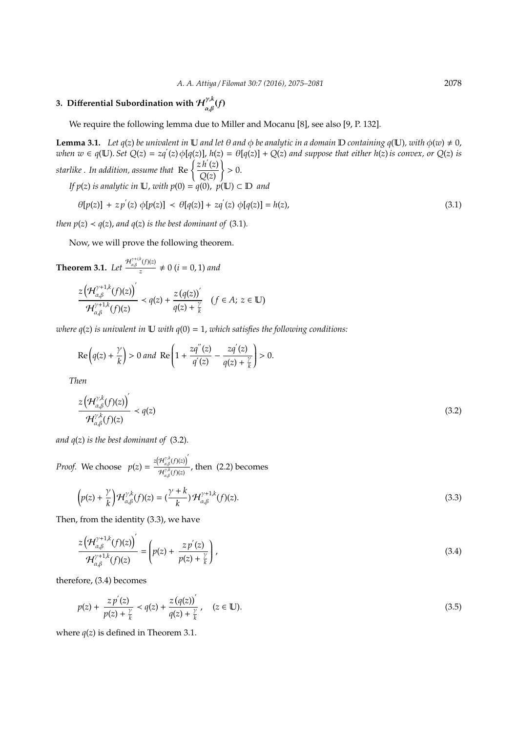## 3. Differential Subordination with $\mathcal{H}_{\alpha,\beta}^{\gamma,k}(f)$

We require the following lemma due to Miller and Mocanu [8], see also [9, P. 132].

**Lemma 3.1.** *Let $q(z)$ be univalent in $\mathbb{U}$ and let $\theta$ and $\phi$ be analytic in a domain $\mathbb{D}$ containing $q(\mathbb{U})$, with $\phi(w) \neq 0$, when $w \in q(\mathbb{U})$. Set $Q(z) = zq^{'}(z)\,\phi[q(z)]$, $h(z) = \theta[q(z)] + Q(z)$ and suppose that either $h(z)$ is convex, or $Q(z)$ is starlike . In addition, assume that $\operatorname{Re}\left\{\frac{z\,h^{'}(z)}{Q(z)}\right\} > 0$.*

*If $p(z)$ is analytic in $\mathbb{U}$, with $p(0) = q(0)$, $p(\mathbb{U}) \subset \mathbb{D}$ and*

$$\theta[p(z)] + z\,p^{'}(z)\,\phi[p(z)] \prec \theta[q(z)] + zq^{'}(z)\,\phi[q(z)] = h(z), \tag{3.1}$$

*then $p(z) \prec q(z)$, and $q(z)$ is the best dominant of (3.1).*

Now, we will prove the following theorem.

**Theorem 3.1.** *Let $\frac{\mathcal{H}_{\alpha,\beta}^{\gamma+i,k}(f)(z)}{z} \neq 0$ $(i = 0, 1)$ and*

$$\frac{z\left(\mathcal{H}_{\alpha,\beta}^{\gamma+1,k}(f)(z)\right)^{'}}{\mathcal{H}_{\alpha,\beta}^{\gamma+1,k}(f)(z)} \prec q(z) + \frac{z\,(q(z))^{'}}{q(z) + \frac{\gamma}{k}} \quad (f \in A;\ z \in \mathbb{U})$$

*where $q(z)$ is univalent in $\mathbb{U}$ with $q(0) = 1$, which satisfies the following conditions:*

$$\operatorname{Re}\left(q(z) + \frac{\gamma}{k}\right) > 0 \text{ and } \operatorname{Re}\left(1 + \frac{zq^{''}(z)}{q^{'}(z)} - \frac{zq^{'}(z)}{q(z) + \frac{\gamma}{k}}\right) > 0.$$

*Then*

$$\frac{z\left(\mathcal{H}_{\alpha,\beta}^{\gamma,k}(f)(z)\right)^{'}}{\mathcal{H}_{\alpha,\beta}^{\gamma,k}(f)(z)} \prec q(z) \tag{3.2}$$

*and $q(z)$ is the best dominant of (3.2).*

*Proof.* We choose $p(z) = \frac{z\left(\mathcal{H}_{\alpha,\beta}^{\gamma,k}(f)(z)\right)^{'}}{\mathcal{H}_{\alpha,\beta}^{\gamma,k}(f)(z)}$, then (2.2) becomes

$$\left(p(z) + \frac{\gamma}{k}\right)\mathcal{H}_{\alpha,\beta}^{\gamma,k}(f)(z) = \left(\frac{\gamma + k}{k}\right)\mathcal{H}_{\alpha,\beta}^{\gamma+1,k}(f)(z). \tag{3.3}$$

Then, from the identity (3.3), we have

$$\frac{z\left(\mathcal{H}_{\alpha,\beta}^{\gamma+1,k}(f)(z)\right)^{'}}{\mathcal{H}_{\alpha,\beta}^{\gamma+1,k}(f)(z)} = \left(p(z) + \frac{z\,p^{'}(z)}{p(z) + \frac{\gamma}{k}}\right), \tag{3.4}$$

therefore, (3.4) becomes

$$p(z) + \frac{z\,p^{'}(z)}{p(z) + \frac{\gamma}{k}} \prec q(z) + \frac{z\,(q(z))^{'}}{q(z) + \frac{\gamma}{k}}, \quad (z \in \mathbb{U}). \tag{3.5}$$

where $q(z)$ is defined in Theorem 3.1.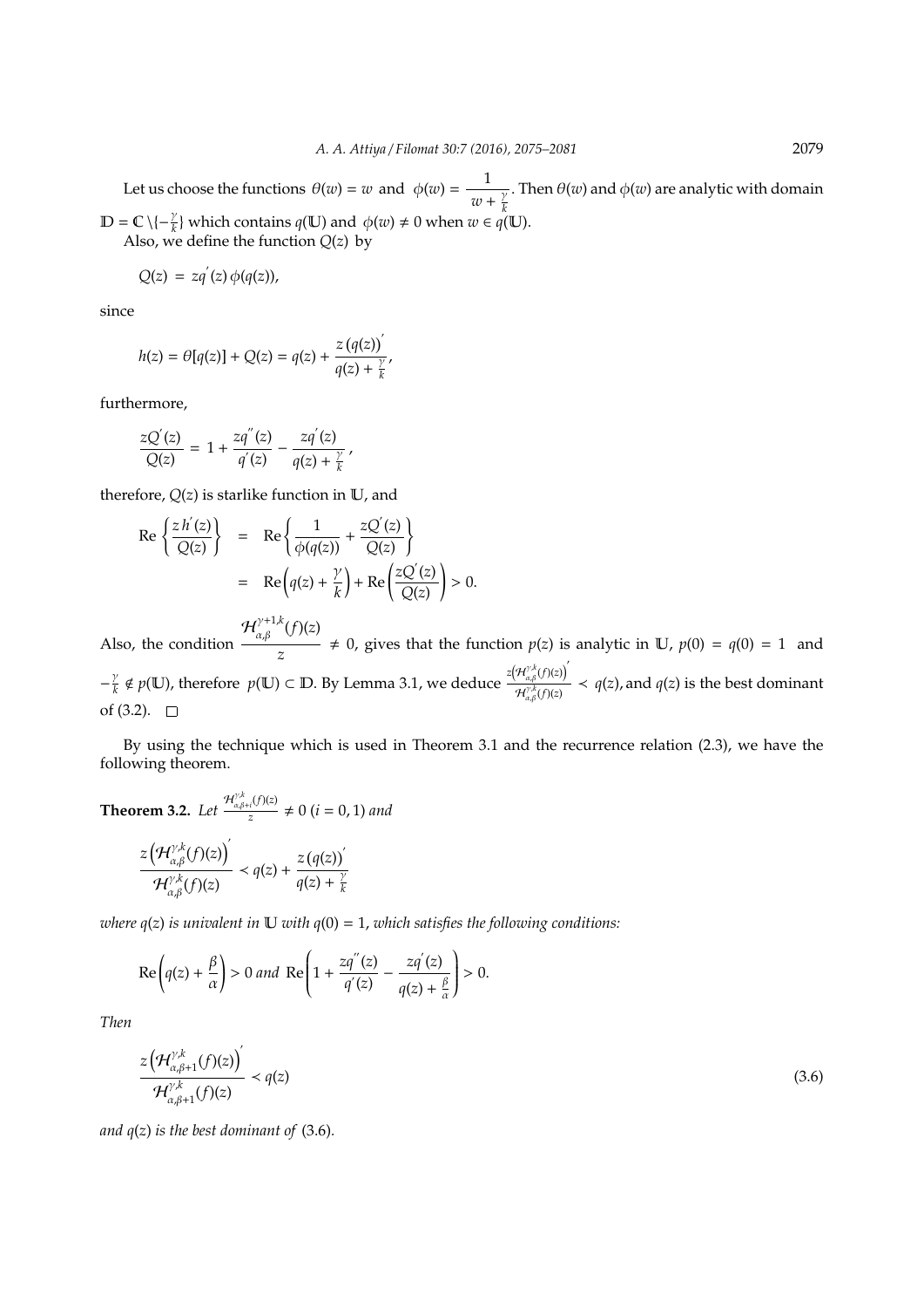Let us choose the functions $\theta(w) = w$ and $\phi(w) = \dfrac{1}{w+\frac{\gamma}{k}}$. Then $\theta(w)$ and $\phi(w)$ are analytic with domain $\mathbb{D} = \mathbb{C}\setminus\{-\frac{\gamma}{k}\}$ which contains $q(\mathbb{U})$ and $\phi(w) \neq 0$ when $w \in q(\mathbb{U})$.

Also, we define the function $Q(z)$ by

$$Q(z) = zq'(z)\,\phi(q(z)),$$

since

$$h(z) = \theta[q(z)] + Q(z) = q(z) + \frac{z\,(q(z))'}{q(z)+\frac{\gamma}{k}},$$

furthermore,

$$\frac{zQ'(z)}{Q(z)} = 1 + \frac{zq''(z)}{q'(z)} - \frac{zq'(z)}{q(z)+\frac{\gamma}{k}},$$

therefore, $Q(z)$ is starlike function in $\mathbb{U}$, and

$$\begin{aligned}
\operatorname{Re}\left\{\frac{z\,h'(z)}{Q(z)}\right\} &= \operatorname{Re}\left\{\frac{1}{\phi(q(z))} + \frac{zQ'(z)}{Q(z)}\right\} \\
&= \operatorname{Re}\left(q(z)+\frac{\gamma}{k}\right) + \operatorname{Re}\left(\frac{zQ'(z)}{Q(z)}\right) > 0.
\end{aligned}$$

Also, the condition $\dfrac{\mathcal{H}_{\alpha,\beta}^{\gamma+1,k}(f)(z)}{z} \neq 0$, gives that the function $p(z)$ is analytic in $\mathbb{U}$, $p(0) = q(0) = 1$ and $-\frac{\gamma}{k} \notin p(\mathbb{U})$, therefore $p(\mathbb{U}) \subset \mathbb{D}$. By Lemma 3.1, we deduce $\frac{z\left(\mathcal{H}_{\alpha,\beta}^{\gamma,k}(f)(z)\right)'}{\mathcal{H}_{\alpha,\beta}^{\gamma,k}(f)(z)} \prec q(z)$, and $q(z)$ is the best dominant of (3.2). $\square$

By using the technique which is used in Theorem 3.1 and the recurrence relation (2.3), we have the following theorem.

**Theorem 3.2.** *Let* $\frac{\mathcal{H}_{\alpha,\beta+i}^{\gamma,k}(f)(z)}{z} \neq 0$ $(i = 0, 1)$ *and*

$$\frac{z\left(\mathcal{H}_{\alpha,\beta}^{\gamma,k}(f)(z)\right)'}{\mathcal{H}_{\alpha,\beta}^{\gamma,k}(f)(z)} \prec q(z) + \frac{z\,(q(z))'}{q(z)+\frac{\gamma}{k}}$$

*where $q(z)$ is univalent in $\mathbb{U}$ with $q(0) = 1$, which satisfies the following conditions:*

$$\operatorname{Re}\left(q(z)+\frac{\beta}{\alpha}\right) > 0 \text{ and } \operatorname{Re}\left(1 + \frac{zq''(z)}{q'(z)} - \frac{zq'(z)}{q(z)+\frac{\beta}{\alpha}}\right) > 0.$$

*Then*

$$\frac{z\left(\mathcal{H}_{\alpha,\beta+1}^{\gamma,k}(f)(z)\right)'}{\mathcal{H}_{\alpha,\beta+1}^{\gamma,k}(f)(z)} \prec q(z) \tag{3.6}$$

*and $q(z)$ is the best dominant of* (3.6).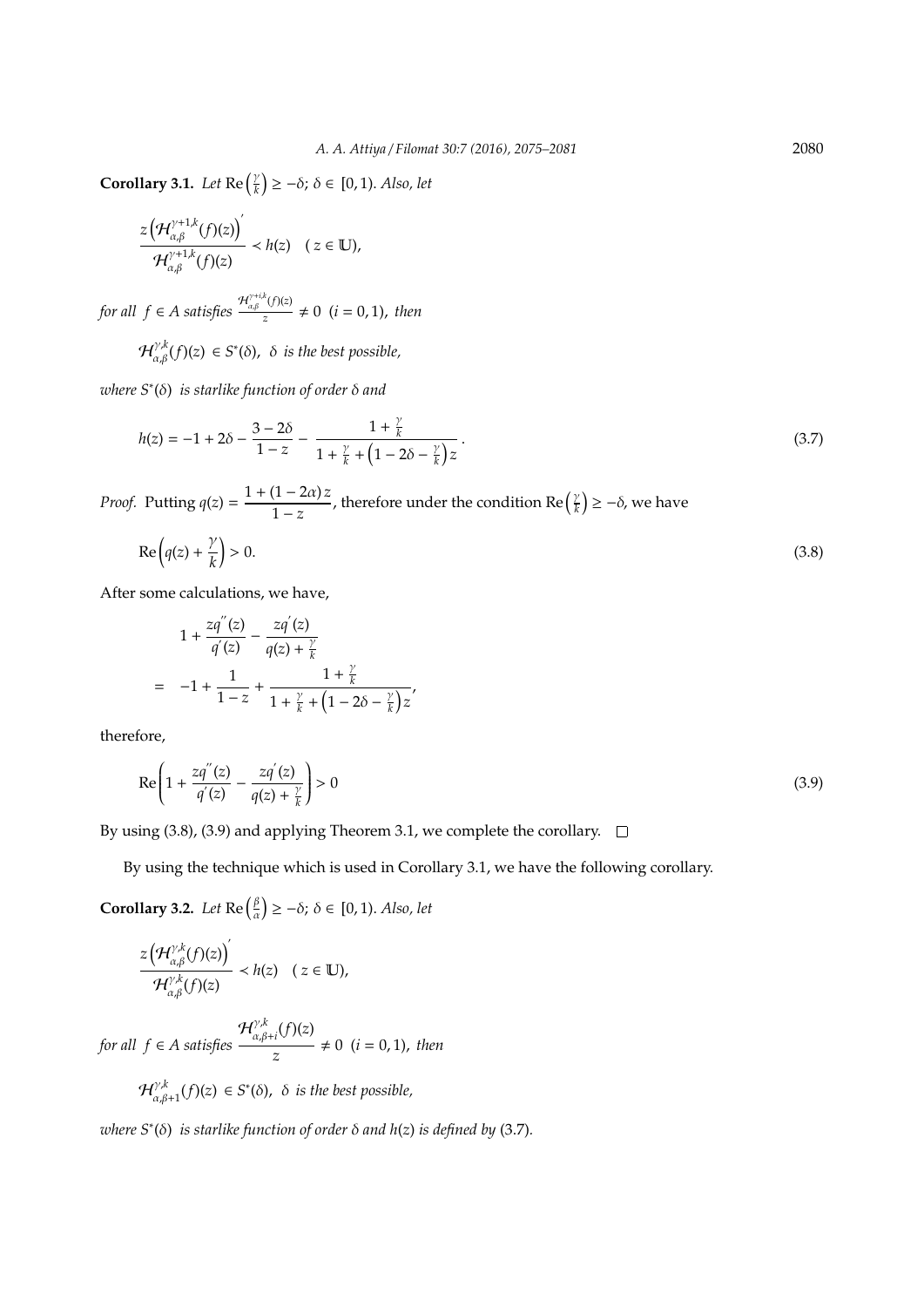**Corollary 3.1.** *Let* $\mathrm{Re}\left(\frac{\gamma}{k}\right) \geq -\delta$; $\delta \in [0, 1)$. *Also, let*

$$\frac{z\left(\mathcal{H}_{\alpha,\beta}^{\gamma+1,k}(f)(z)\right)'}{\mathcal{H}_{\alpha,\beta}^{\gamma+1,k}(f)(z)} \prec h(z) \quad (z \in \mathbb{U}),$$

*for all* $f \in A$ *satisfies* $\frac{\mathcal{H}_{\alpha,\beta}^{\gamma+i,k}(f)(z)}{z} \neq 0 \ \ (i = 0, 1)$, *then*

$\mathcal{H}_{\alpha,\beta}^{\gamma,k}(f)(z) \in S^*(\delta)$, $\delta$ *is the best possible,*

*where* $S^*(\delta)$ *is starlike function of order* $\delta$ *and*

$$h(z) = -1 + 2\delta - \frac{3 - 2\delta}{1 - z} - \frac{1 + \frac{\gamma}{k}}{1 + \frac{\gamma}{k} + \left(1 - 2\delta - \frac{\gamma}{k}\right)z}. \tag{3.7}$$

*Proof.* Putting $q(z) = \dfrac{1 + (1 - 2\alpha)z}{1 - z}$, therefore under the condition $\mathrm{Re}\left(\frac{\gamma}{k}\right) \geq -\delta$, we have

$$\mathrm{Re}\left(q(z) + \frac{\gamma}{k}\right) > 0. \tag{3.8}$$

After some calculations, we have,

$$\begin{aligned} & 1 + \frac{zq''(z)}{q'(z)} - \frac{zq'(z)}{q(z) + \frac{\gamma}{k}} \\ = \ & -1 + \frac{1}{1 - z} + \frac{1 + \frac{\gamma}{k}}{1 + \frac{\gamma}{k} + \left(1 - 2\delta - \frac{\gamma}{k}\right)z}, \end{aligned}$$

therefore,

$$\mathrm{Re}\left(1 + \frac{zq''(z)}{q'(z)} - \frac{zq'(z)}{q(z) + \frac{\gamma}{k}}\right) > 0 \tag{3.9}$$

By using (3.8), (3.9) and applying Theorem 3.1, we complete the corollary. □

By using the technique which is used in Corollary 3.1, we have the following corollary.

**Corollary 3.2.** *Let* $\mathrm{Re}\left(\frac{\beta}{\alpha}\right) \geq -\delta$; $\delta \in [0, 1)$. *Also, let*

$$\frac{z\left(\mathcal{H}_{\alpha,\beta}^{\gamma,k}(f)(z)\right)'}{\mathcal{H}_{\alpha,\beta}^{\gamma,k}(f)(z)} \prec h(z) \quad (z \in \mathbb{U}),$$

*for all* $f \in A$ *satisfies* $\dfrac{\mathcal{H}_{\alpha,\beta+i}^{\gamma,k}(f)(z)}{z} \neq 0 \ \ (i = 0, 1)$, *then*

$\mathcal{H}_{\alpha,\beta+1}^{\gamma,k}(f)(z) \in S^*(\delta)$, $\delta$ *is the best possible,*

*where* $S^*(\delta)$ *is starlike function of order* $\delta$ *and* $h(z)$ *is defined by* (3.7).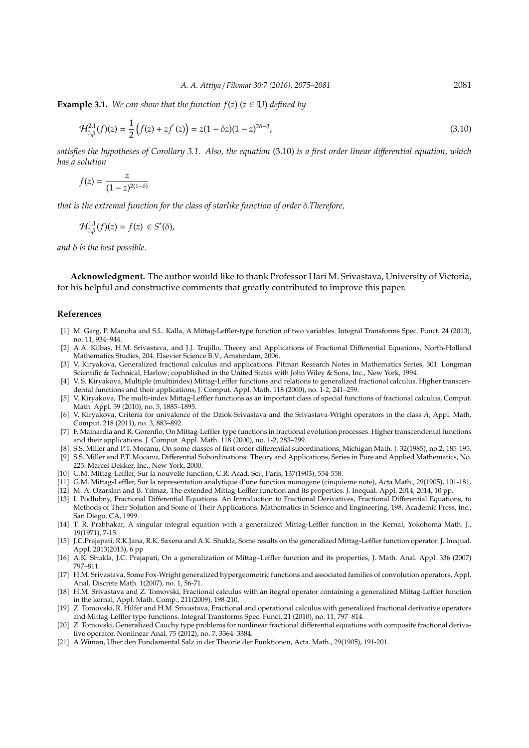**Example 3.1.** *We can show that the function $f(z)$ $(z \in \mathbb{U})$ defined by*

$$\mathcal{H}^{2,1}_{0,\beta}(f)(z) = \frac{1}{2}\left(f(z) + zf^{'}(z)\right) = z(1-\delta z)(1-z)^{2\delta-3}, \tag{3.10}$$

*satisfies the hypotheses of Corollary 3.1. Also, the equation* (3.10) *is a first order linear differential equation, which has a solution*

$$f(z) = \frac{z}{(1-z)^{2(1-\delta)}}$$

*that is the extremal function for the class of starlike function of order $\delta$.Therefore,*

$$\mathcal{H}^{1,1}_{0,\beta}(f)(z) = f(z) \in S^{*}(\delta),$$

*and $\delta$ is the best possible.*

**Acknowledgment.** The author would like to thank Professor Hari M. Srivastava, University of Victoria, for his helpful and constructive comments that greatly contributed to improve this paper.

## References

[1] M. Garg, P. Manoha and S.L. Kalla, A Mittag-Leffler-type function of two variables. Integral Transforms Spec. Funct. 24 (2013), no. 11, 934–944.

[2] A.A. Kilbas, H.M. Srivastava, and J.J. Trujillo, Theory and Applications of Fractional Differential Equations, North-Holland Mathematics Studies, 204. Elsevier Science B.V., Amsterdam, 2006.

[3] V. Kiryakova, Generalized fractional calculus and applications. Pitman Research Notes in Mathematics Series, 301. Longman Scientific & Technical, Harlow; copublished in the United States with John Wiley & Sons, Inc., New York, 1994.

[4] V. S. Kiryakova, Multiple (multiindex) Mittag-Leffler functions and relations to generalized fractional calculus. Higher transcendental functions and their applications, J. Comput. Appl. Math. 118 (2000), no. 1-2, 241–259.

[5] V. Kiryakova, The multi-index Mittag-Leffler functions as an important class of special functions of fractional calculus, Comput. Math. Appl. 59 (2010), no. 5, 1885–1895.

[6] V. Kiryakova, Criteria for univalence of the Dziok-Srivastava and the Srivastava-Wright operators in the class $A$, Appl. Math. Comput. 218 (2011), no. 3, 883–892.

[7] F. Mainardia and R. Gorenflo, On Mittag-Leffler-type functions in fractional evolution processes. Higher transcendental functions and their applications. J. Comput. Appl. Math. 118 (2000), no. 1-2, 283–299.

[8] S.S. Miller and P.T. Mocanu, On some classes of first-order differential subordinations, Michigan Math. J. 32(1985), no.2, 185-195.

[9] S.S. Miller and P.T. Mocanu, Differential Subordinations: Theory and Applications, Series in Pure and Applied Mathematics, No. 225. Marcel Dekker, Inc., New York, 2000.

[10] G.M. Mittag-Leffler, Sur la nouvelle function, C.R. Acad. Sci., Paris, 137(1903), 554-558.

[11] G.M. Mittag-Leffler, Sur la representation analytique d'une function monogene (cinquieme note), Acta Math., 29(1905), 101-181.

[12] M. A. Ozarslan and B. Yılmaz, The extended Mittag-Leffler function and its properties. J. Inequal. Appl. 2014, 2014, 10 pp.

[13] I. Podlubny, Fractional Differential Equations. An Introduction to Fractional Derivatives, Fractional Differential Equations, to Methods of Their Solution and Some of Their Applications. Mathematics in Science and Engineering, 198. Academic Press, Inc., San Diego, CA, 1999.

[14] T. R. Prabhakar, A singular integral equation with a generalized Mittag-Leffler function in the Kernal, Yokohoma Math. J., 19(1971), 7-15.

[15] J.C.Prajapati, R.K.Jana, R.K. Saxena and A.K. Shukla, Some results on the generalized Mittag-Leffler function operator. J. Inequal. Appl. 2013(2013), 6 pp

[16] A.K. Shukla, J.C. Prajapati, On a generalization of Mittag–Leffler function and its properties, J. Math. Anal. Appl. 336 (2007) 797–811.

[17] H.M. Srivastava, Some Fox-Wright generalized hypergeometric functions and associated families of convolution operators, Appl. Anal. Discrete Math. 1(2007), no. 1, 56-71.

[18] H.M. Srivastava and Z. Tomovski, Fractional calculus with an itegral operator containing a generalized Mittag-Leffler function in the kernal, Appl. Math. Comp., 211(2009), 198-210.

[19] Z. Tomovski, R. Hilfer and H.M. Srivastava, Fractional and operational calculus with generalized fractional derivative operators and Mittag-Leffler type functions. Integral Transforms Spec. Funct. 21 (2010), no. 11, 797–814.

[20] Z. Tomovski, Generalized Cauchy type problems for nonlinear fractional differential equations with composite fractional derivative operator. Nonlinear Anal. 75 (2012), no. 7, 3364–3384.

[21] A.Wiman, Uber den Fundamental Salz in der Theorie der Funktionen, Acta. Math., 29(1905), 191-201.